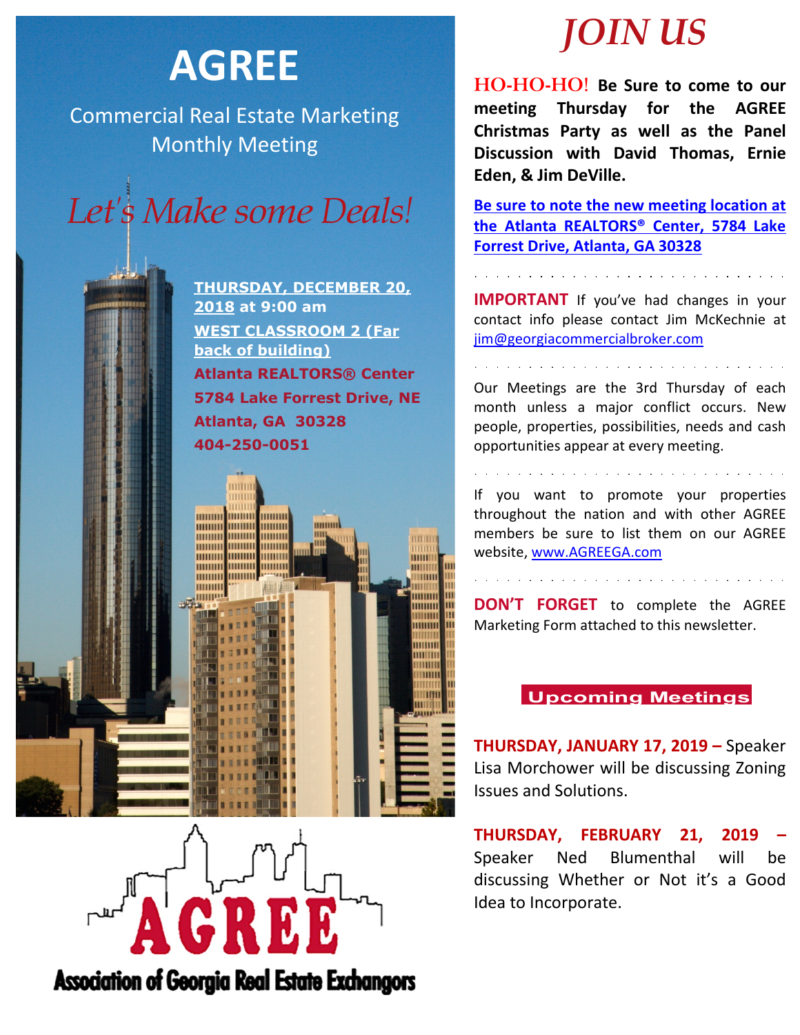# AGREE

Commercial Real Estate Marketing Monthly Meeting

*Let's Make some Deals!*

**THURSDAY, DECEMBER 20, 2018 at 9:00 am**

**WEST CLASSROOM 2 (Far back of building)**

**Atlanta REALTORS® Center**
**5784 Lake Forrest Drive, NE**
**Atlanta, GA 30328**
**404-250-0051**

AGREE

Association of Georgia Real Estate Exchangors

# *JOIN US*

**HO-HO-HO! Be Sure to come to our meeting Thursday for the AGREE Christmas Party as well as the Panel Discussion with David Thomas, Ernie Eden, & Jim DeVille.**

**Be sure to note the new meeting location at the Atlanta REALTORS® Center, 5784 Lake Forrest Drive, Atlanta, GA 30328**

**IMPORTANT** If you've had changes in your contact info please contact Jim McKechnie at jim@georgiacommercialbroker.com

Our Meetings are the 3rd Thursday of each month unless a major conflict occurs. New people, properties, possibilities, needs and cash opportunities appear at every meeting.

If you want to promote your properties throughout the nation and with other AGREE members be sure to list them on our AGREE website, www.AGREEGA.com

**DON'T FORGET** to complete the AGREE Marketing Form attached to this newsletter.

## Upcoming Meetings

**THURSDAY, JANUARY 17, 2019 –** Speaker Lisa Morchower will be discussing Zoning Issues and Solutions.

**THURSDAY, FEBRUARY 21, 2019 –** Speaker Ned Blumenthal will be discussing Whether or Not it's a Good Idea to Incorporate.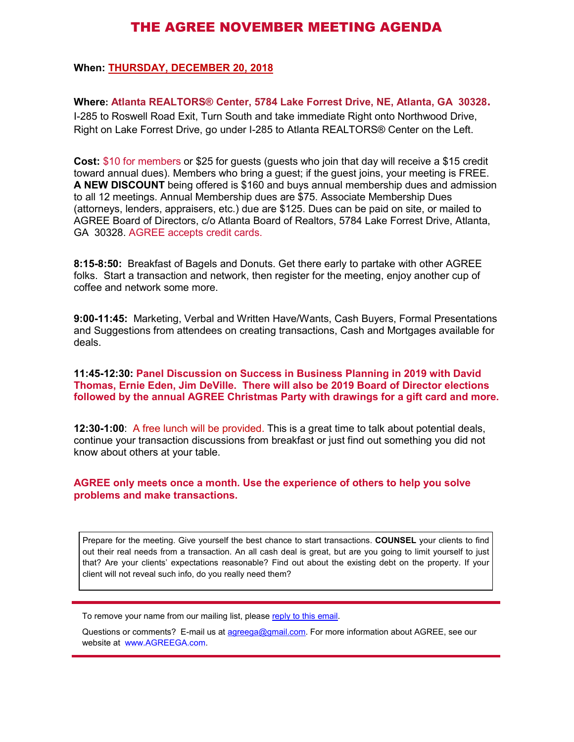# THE AGREE NOVEMBER MEETING AGENDA

**When: THURSDAY, DECEMBER 20, 2018**

**Where: Atlanta REALTORS® Center, 5784 Lake Forrest Drive, NE, Atlanta, GA 30328.**
I-285 to Roswell Road Exit, Turn South and take immediate Right onto Northwood Drive, Right on Lake Forrest Drive, go under I-285 to Atlanta REALTORS® Center on the Left.

**Cost:** $10 for members or $25 for guests (guests who join that day will receive a $15 credit toward annual dues). Members who bring a guest; if the guest joins, your meeting is FREE. **A NEW DISCOUNT** being offered is $160 and buys annual membership dues and admission to all 12 meetings. Annual Membership dues are $75. Associate Membership Dues (attorneys, lenders, appraisers, etc.) due are $125. Dues can be paid on site, or mailed to AGREE Board of Directors, c/o Atlanta Board of Realtors, 5784 Lake Forrest Drive, Atlanta, GA 30328. AGREE accepts credit cards.

**8:15-8:50:** Breakfast of Bagels and Donuts. Get there early to partake with other AGREE folks. Start a transaction and network, then register for the meeting, enjoy another cup of coffee and network some more.

**9:00-11:45:** Marketing, Verbal and Written Have/Wants, Cash Buyers, Formal Presentations and Suggestions from attendees on creating transactions, Cash and Mortgages available for deals.

**11:45-12:30: Panel Discussion on Success in Business Planning in 2019 with David Thomas, Ernie Eden, Jim DeVille. There will also be 2019 Board of Director elections followed by the annual AGREE Christmas Party with drawings for a gift card and more.**

**12:30-1:00**: A free lunch will be provided. This is a great time to talk about potential deals, continue your transaction discussions from breakfast or just find out something you did not know about others at your table.

**AGREE only meets once a month. Use the experience of others to help you solve problems and make transactions.**

Prepare for the meeting. Give yourself the best chance to start transactions. **COUNSEL** your clients to find out their real needs from a transaction. An all cash deal is great, but are you going to limit yourself to just that? Are your clients' expectations reasonable? Find out about the existing debt on the property. If your client will not reveal such info, do you really need them?

---

To remove your name from our mailing list, please reply to this email.

Questions or comments? E-mail us at agreega@gmail.com. For more information about AGREE, see our website at www.AGREEGA.com.